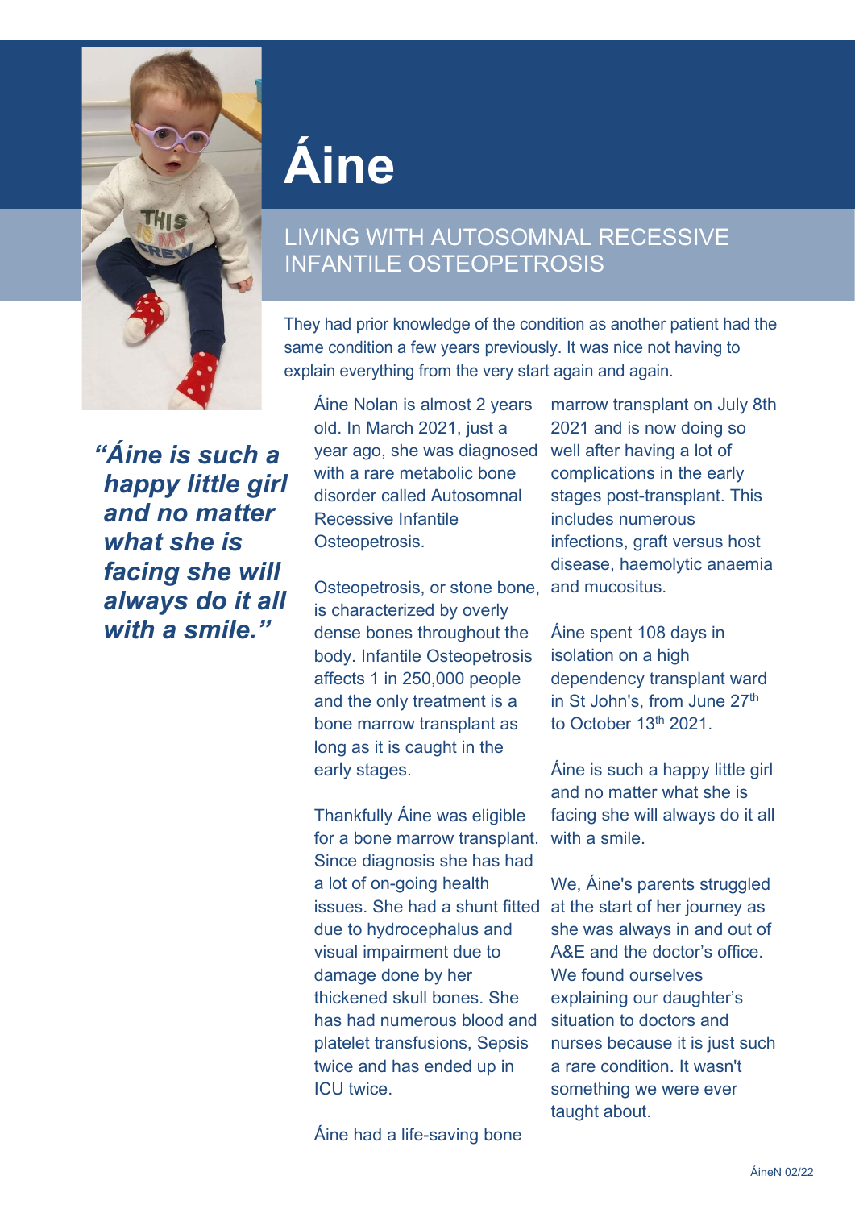# Áine

## LIVING WITH AUTOSOMNAL RECESSIVE INFANTILE OSTEOPETROSIS

They had prior knowledge of the condition as another patient had the same condition a few years previously. It was nice not having to explain everything from the very start again and again.

***"Áine is such a happy little girl and no matter what she is facing she will always do it all with a smile."***

Áine Nolan is almost 2 years old. In March 2021, just a year ago, she was diagnosed with a rare metabolic bone disorder called Autosomnal Recessive Infantile Osteopetrosis.

Osteopetrosis, or stone bone, is characterized by overly dense bones throughout the body. Infantile Osteopetrosis affects 1 in 250,000 people and the only treatment is a bone marrow transplant as long as it is caught in the early stages.

Thankfully Áine was eligible for a bone marrow transplant. Since diagnosis she has had a lot of on-going health issues. She had a shunt fitted due to hydrocephalus and visual impairment due to damage done by her thickened skull bones. She has had numerous blood and platelet transfusions, Sepsis twice and has ended up in ICU twice.

Áine had a life-saving bone marrow transplant on July 8th 2021 and is now doing so well after having a lot of complications in the early stages post-transplant. This includes numerous infections, graft versus host disease, haemolytic anaemia and mucositus.

Áine spent 108 days in isolation on a high dependency transplant ward in St John's, from June 27th to October 13th 2021.

Áine is such a happy little girl and no matter what she is facing she will always do it all with a smile.

We, Áine's parents struggled at the start of her journey as she was always in and out of A&E and the doctor's office. We found ourselves explaining our daughter's situation to doctors and nurses because it is just such a rare condition. It wasn't something we were ever taught about.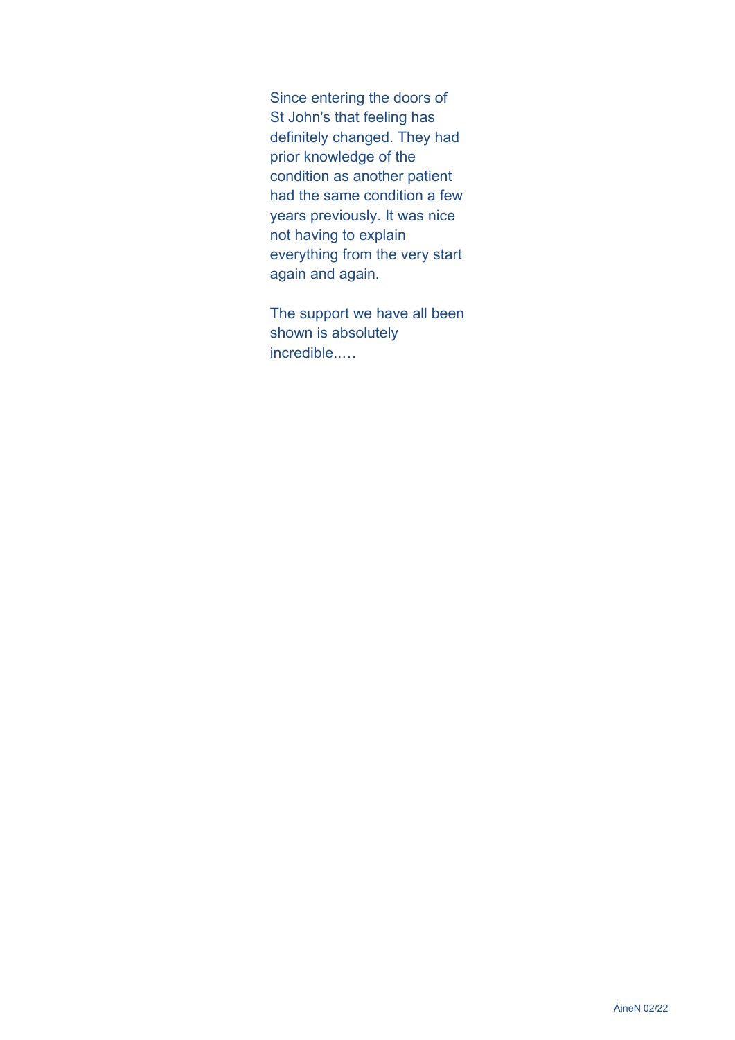Since entering the doors of St John's that feeling has definitely changed. They had prior knowledge of the condition as another patient had the same condition a few years previously. It was nice not having to explain everything from the very start again and again.

The support we have all been shown is absolutely incredible.….

ÁineN 02/22